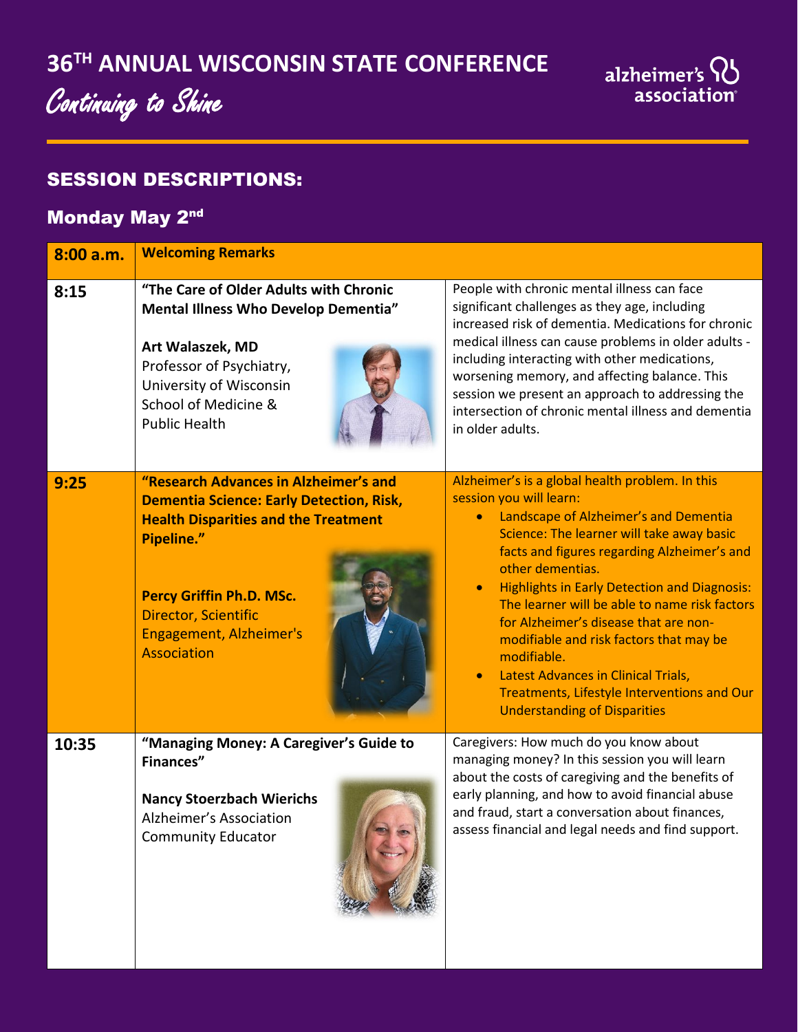# 36TH ANNUAL WISCONSIN STATE CONFERENCE

*Continuing to Shine*

alzheimer's association

## SESSION DESCRIPTIONS:

### Monday May 2nd

| Time | Session | Description |
|---|---|---|
| **8:00 a.m.** | **Welcoming Remarks** | |
| **8:15** | **"The Care of Older Adults with Chronic Mental Illness Who Develop Dementia"**<br><br>**Art Walaszek, MD**<br>Professor of Psychiatry, University of Wisconsin School of Medicine & Public Health | People with chronic mental illness can face significant challenges as they age, including increased risk of dementia. Medications for chronic medical illness can cause problems in older adults - including interacting with other medications, worsening memory, and affecting balance. This session we present an approach to addressing the intersection of chronic mental illness and dementia in older adults. |
| **9:25** | **"Research Advances in Alzheimer's and Dementia Science: Early Detection, Risk, Health Disparities and the Treatment Pipeline."**<br><br>**Percy Griffin Ph.D. MSc.**<br>Director, Scientific Engagement, Alzheimer's Association | Alzheimer's is a global health problem. In this session you will learn:<br>• Landscape of Alzheimer's and Dementia Science: The learner will take away basic facts and figures regarding Alzheimer's and other dementias.<br>• Highlights in Early Detection and Diagnosis: The learner will be able to name risk factors for Alzheimer's disease that are non-modifiable and risk factors that may be modifiable.<br>• Latest Advances in Clinical Trials, Treatments, Lifestyle Interventions and Our Understanding of Disparities |
| **10:35** | **"Managing Money: A Caregiver's Guide to Finances"**<br><br>**Nancy Stoerzbach Wierichs**<br>Alzheimer's Association Community Educator | Caregivers: How much do you know about managing money? In this session you will learn about the costs of caregiving and the benefits of early planning, and how to avoid financial abuse and fraud, start a conversation about finances, assess financial and legal needs and find support. |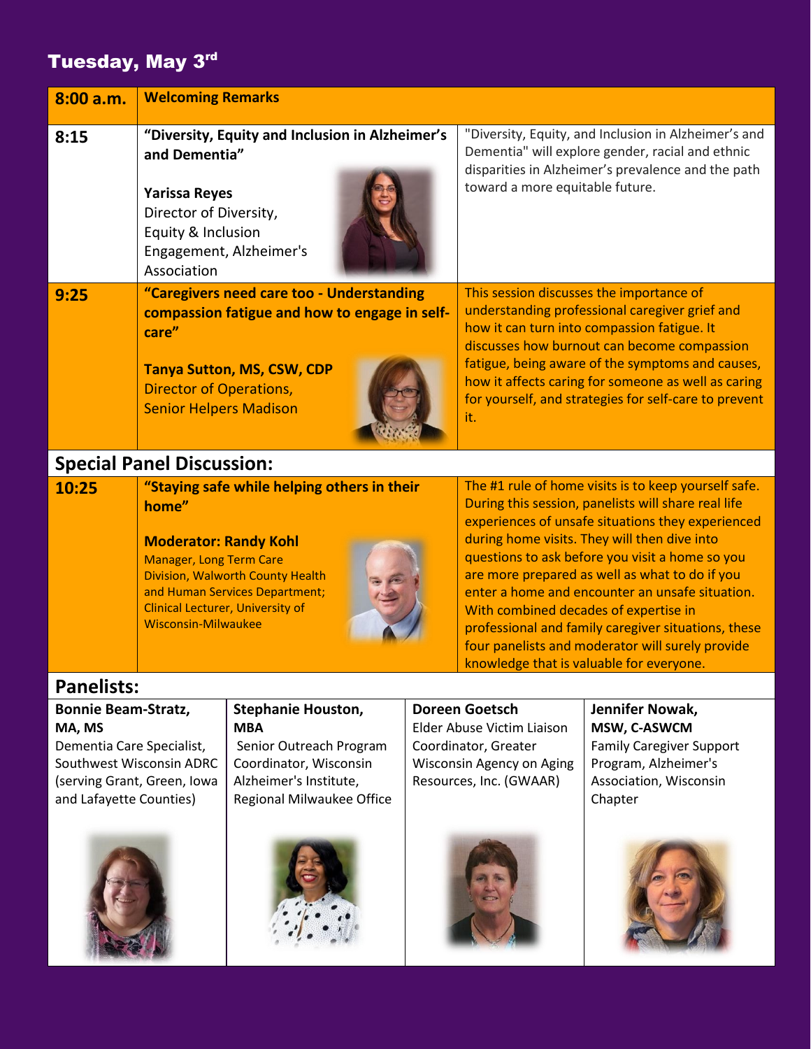## Tuesday, May 3rd

| | | |
|---|---|---|
| **8:00 a.m.** | **Welcoming Remarks** | |
| **8:15** | **"Diversity, Equity and Inclusion in Alzheimer's and Dementia"**<br><br>**Yarissa Reyes**<br>Director of Diversity, Equity & Inclusion Engagement, Alzheimer's Association | "Diversity, Equity, and Inclusion in Alzheimer's and Dementia" will explore gender, racial and ethnic disparities in Alzheimer's prevalence and the path toward a more equitable future. |
| **9:25** | **"Caregivers need care too - Understanding compassion fatigue and how to engage in self-care"**<br><br>**Tanya Sutton, MS, CSW, CDP**<br>Director of Operations, Senior Helpers Madison | This session discusses the importance of understanding professional caregiver grief and how it can turn into compassion fatigue. It discusses how burnout can become compassion fatigue, being aware of the symptoms and causes, how it affects caring for someone as well as caring for yourself, and strategies for self-care to prevent it. |

### Special Panel Discussion:

| | | |
|---|---|---|
| **10:25** | **"Staying safe while helping others in their home"**<br><br>**Moderator: Randy Kohl**<br>Manager, Long Term Care Division, Walworth County Health and Human Services Department; Clinical Lecturer, University of Wisconsin-Milwaukee | The #1 rule of home visits is to keep yourself safe. During this session, panelists will share real life experiences of unsafe situations they experienced during home visits. They will then dive into questions to ask before you visit a home so you are more prepared as well as what to do if you enter a home and encounter an unsafe situation. With combined decades of expertise in professional and family caregiver situations, these four panelists and moderator will surely provide knowledge that is valuable for everyone. |

### Panelists:

| | | | |
|---|---|---|---|
| **Bonnie Beam-Stratz, MA, MS**<br>Dementia Care Specialist, Southwest Wisconsin ADRC (serving Grant, Green, Iowa and Lafayette Counties) | **Stephanie Houston, MBA**<br>Senior Outreach Program Coordinator, Wisconsin Alzheimer's Institute, Regional Milwaukee Office | **Doreen Goetsch**<br>Elder Abuse Victim Liaison Coordinator, Greater Wisconsin Agency on Aging Resources, Inc. (GWAAR) | **Jennifer Nowak, MSW, C-ASWCM**<br>Family Caregiver Support Program, Alzheimer's Association, Wisconsin Chapter |